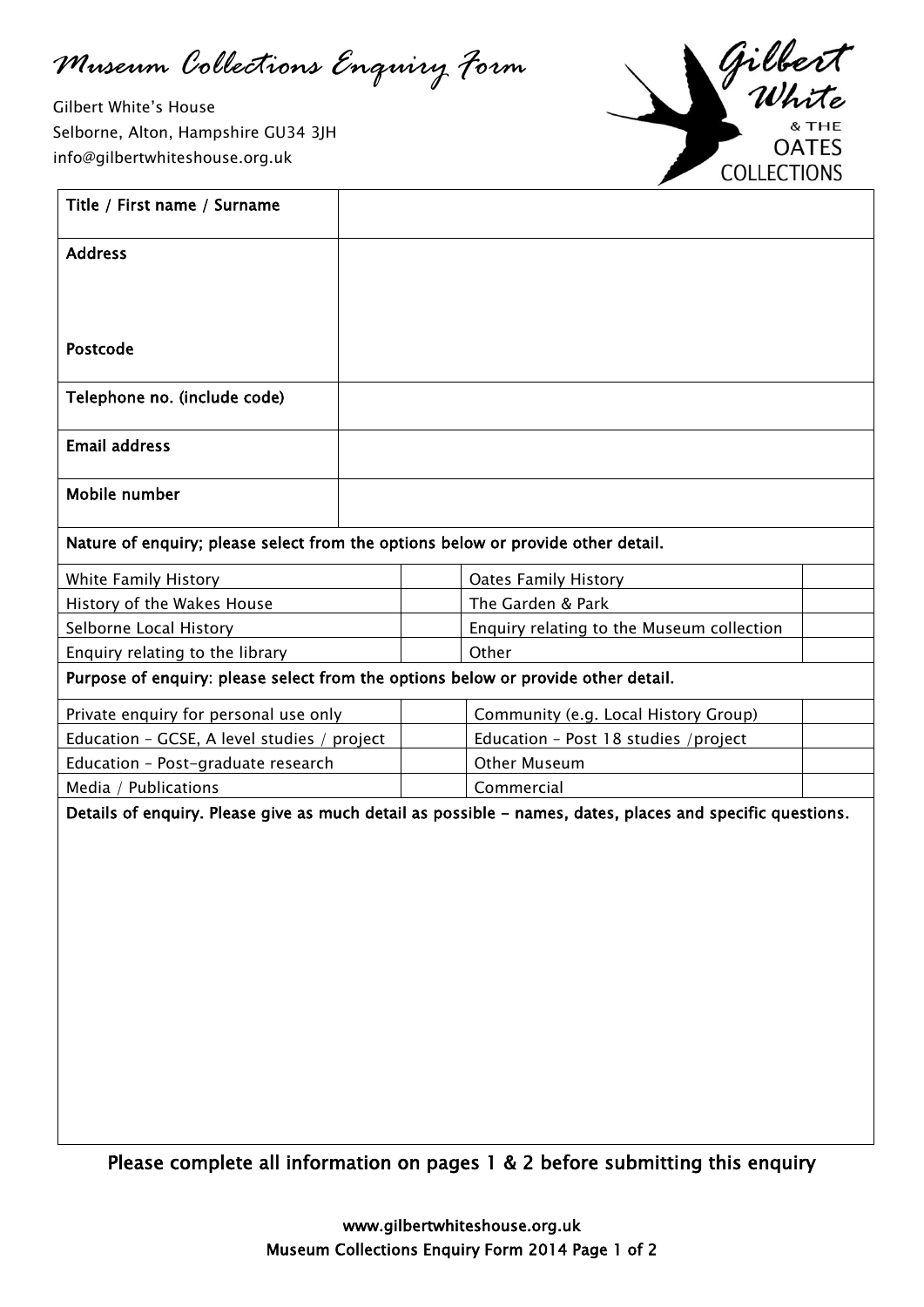# Museum Collections Enquiry Form

Gilbert White's House
Selborne, Alton, Hampshire GU34 3JH
info@gilbertwhiteshouse.org.uk

Gilbert White & THE OATES COLLECTIONS

| | |
|---|---|
| **Title / First name / Surname** | |
| **Address**<br><br><br>**Postcode** | |
| **Telephone no. (include code)** | |
| **Email address** | |
| **Mobile number** | |

**Nature of enquiry; please select from the options below or provide other detail.**

| | | | |
|---|---|---|---|
| White Family History | | Oates Family History | |
| History of the Wakes House | | The Garden & Park | |
| Selborne Local History | | Enquiry relating to the Museum collection | |
| Enquiry relating to the library | | Other | |

**Purpose of enquiry: please select from the options below or provide other detail.**

| | | | |
|---|---|---|---|
| Private enquiry for personal use only | | Community (e.g. Local History Group) | |
| Education – GCSE, A level studies / project | | Education – Post 18 studies /project | |
| Education – Post-graduate research | | Other Museum | |
| Media / Publications | | Commercial | |

**Details of enquiry. Please give as much detail as possible - names, dates, places and specific questions.**

**Please complete all information on pages 1 & 2 before submitting this enquiry**

www.gilbertwhiteshouse.org.uk
Museum Collections Enquiry Form 2014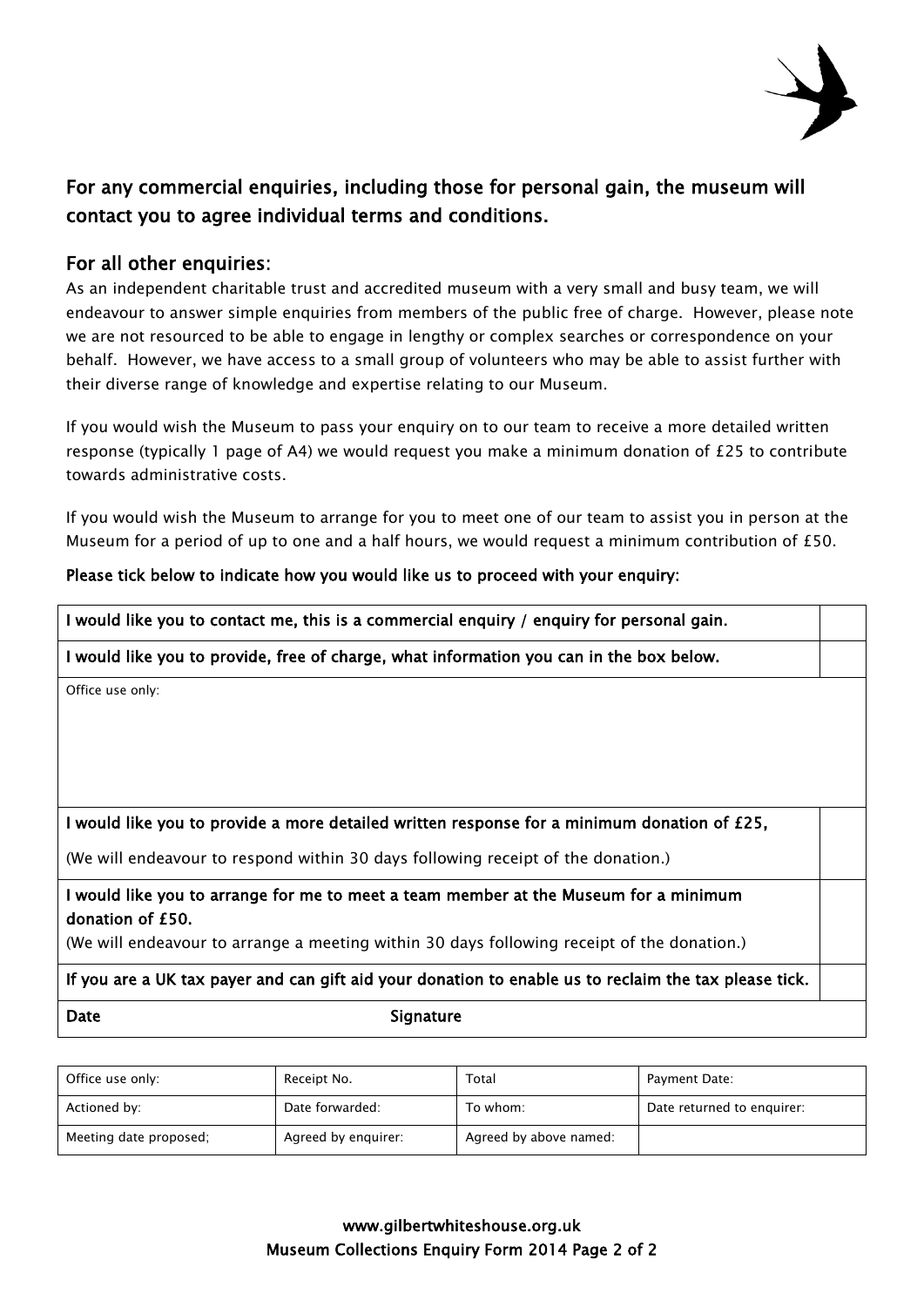## For any commercial enquiries, including those for personal gain, the museum will contact you to agree individual terms and conditions.

## For all other enquiries:

As an independent charitable trust and accredited museum with a very small and busy team, we will endeavour to answer simple enquiries from members of the public free of charge. However, please note we are not resourced to be able to engage in lengthy or complex searches or correspondence on your behalf. However, we have access to a small group of volunteers who may be able to assist further with their diverse range of knowledge and expertise relating to our Museum.

If you would wish the Museum to pass your enquiry on to our team to receive a more detailed written response (typically 1 page of A4) we would request you make a minimum donation of £25 to contribute towards administrative costs.

If you would wish the Museum to arrange for you to meet one of our team to assist you in person at the Museum for a period of up to one and a half hours, we would request a minimum contribution of £50.

**Please tick below to indicate how you would like us to proceed with your enquiry:**

| | |
|---|---|
| **I would like you to contact me, this is a commercial enquiry / enquiry for personal gain.** | |
| **I would like you to provide, free of charge, what information you can in the box below.** | |
| Office use only: | |
| **I would like you to provide a more detailed written response for a minimum donation of £25,** (We will endeavour to respond within 30 days following receipt of the donation.) | |
| **I would like you to arrange for me to meet a team member at the Museum for a minimum donation of £50.** (We will endeavour to arrange a meeting within 30 days following receipt of the donation.) | |
| **If you are a UK tax payer and can gift aid your donation to enable us to reclaim the tax please tick.** | |
| **Date** **Signature** | |

| | | | |
|---|---|---|---|
| Office use only: | Receipt No. | Total | Payment Date: |
| Actioned by: | Date forwarded: | To whom: | Date returned to enquirer: |
| Meeting date proposed; | Agreed by enquirer: | Agreed by above named: | |

**www.gilbertwhiteshouse.org.uk**
**Museum Collections Enquiry Form 2014**